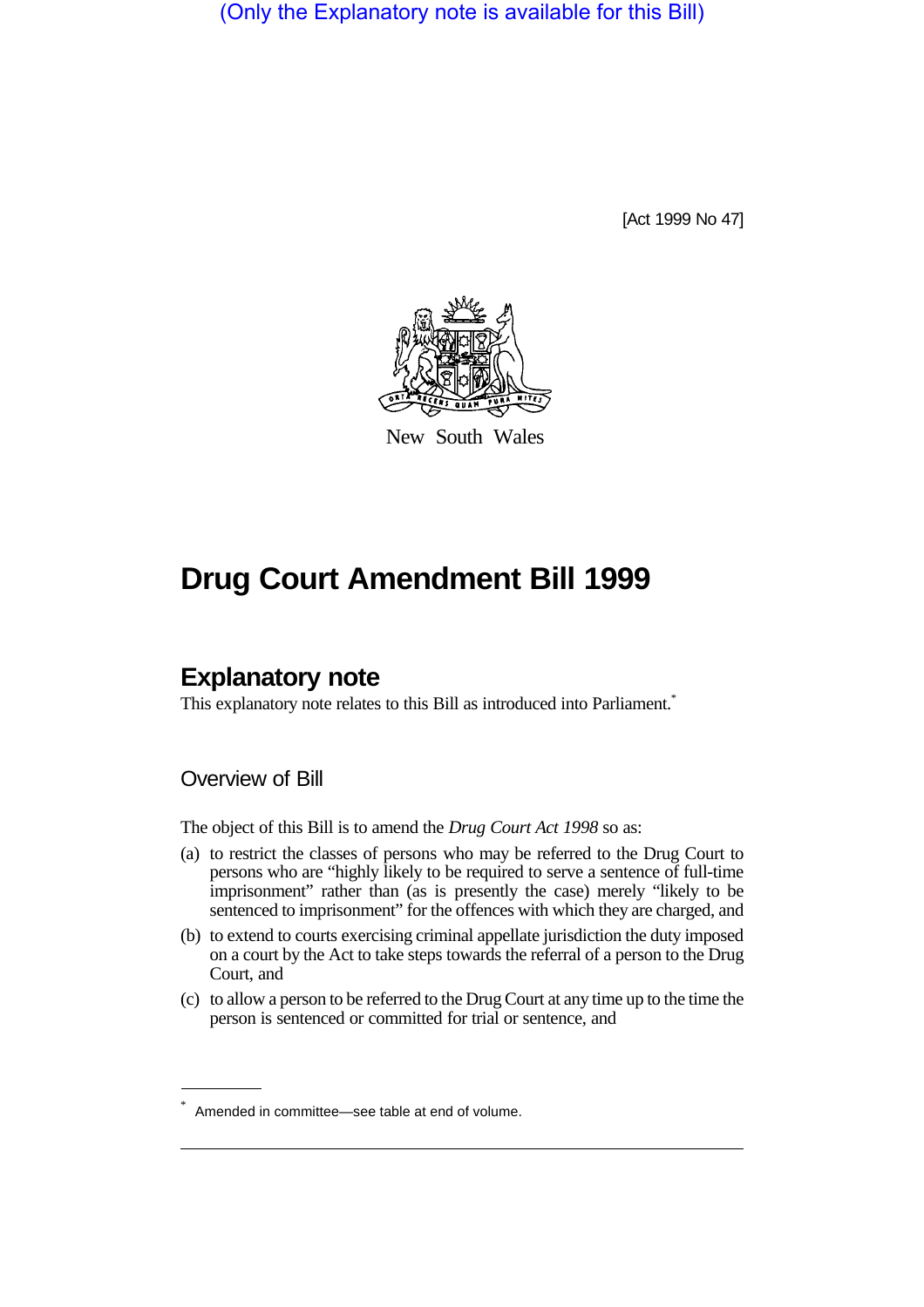(Only the Explanatory note is available for this Bill)

[Act 1999 No 47]

New South Wales

# Drug Court Amendment Bill 1999

## Explanatory note

This explanatory note relates to this Bill as introduced into Parliament.*

### Overview of Bill

The object of this Bill is to amend the *Drug Court Act 1998* so as:

(a) to restrict the classes of persons who may be referred to the Drug Court to persons who are "highly likely to be required to serve a sentence of full-time imprisonment" rather than (as is presently the case) merely "likely to be sentenced to imprisonment" for the offences with which they are charged, and

(b) to extend to courts exercising criminal appellate jurisdiction the duty imposed on a court by the Act to take steps towards the referral of a person to the Drug Court, and

(c) to allow a person to be referred to the Drug Court at any time up to the time the person is sentenced or committed for trial or sentence, and

* Amended in committee—see table at end of volume.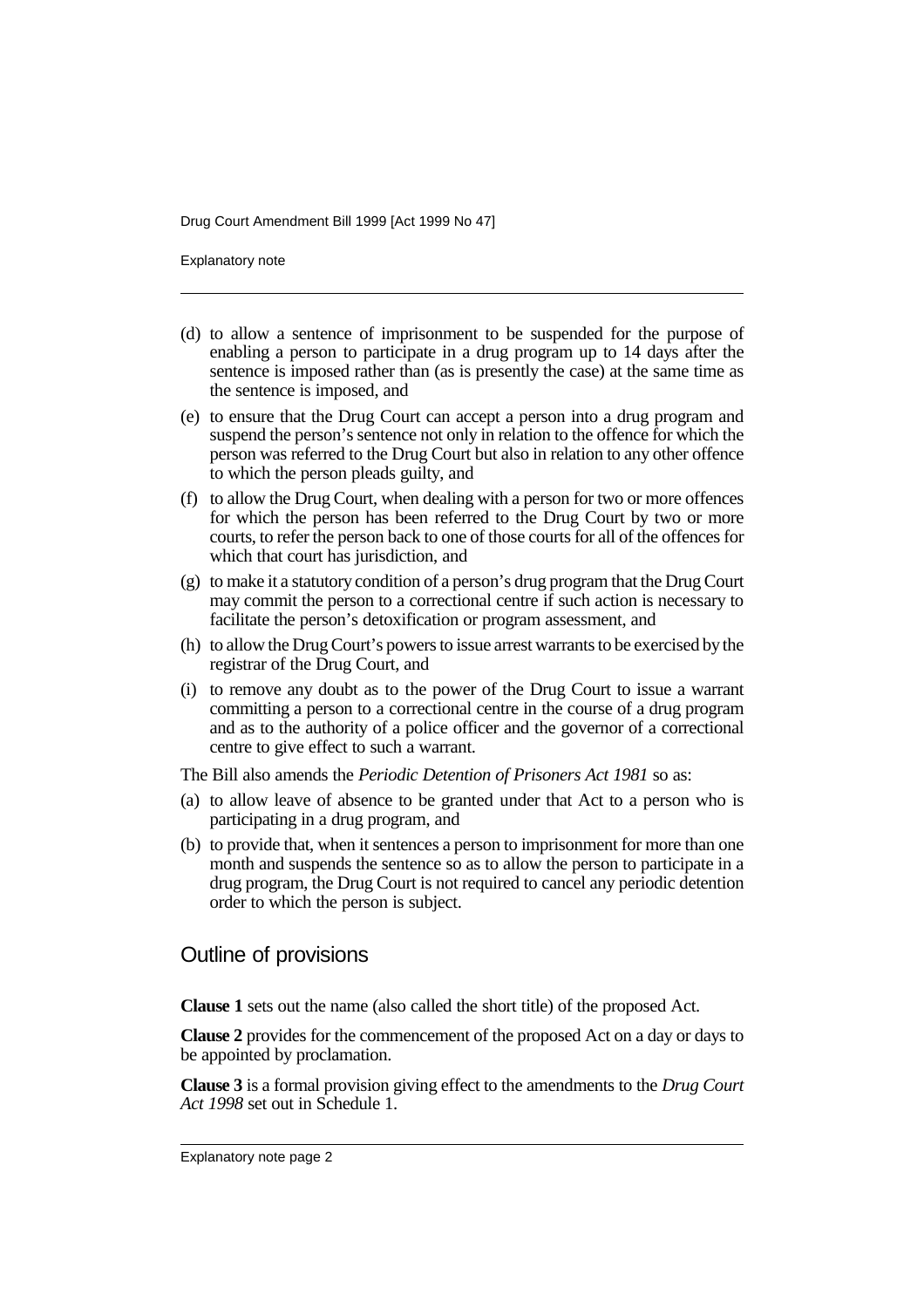(d) to allow a sentence of imprisonment to be suspended for the purpose of enabling a person to participate in a drug program up to 14 days after the sentence is imposed rather than (as is presently the case) at the same time as the sentence is imposed, and

(e) to ensure that the Drug Court can accept a person into a drug program and suspend the person's sentence not only in relation to the offence for which the person was referred to the Drug Court but also in relation to any other offence to which the person pleads guilty, and

(f) to allow the Drug Court, when dealing with a person for two or more offences for which the person has been referred to the Drug Court by two or more courts, to refer the person back to one of those courts for all of the offences for which that court has jurisdiction, and

(g) to make it a statutory condition of a person's drug program that the Drug Court may commit the person to a correctional centre if such action is necessary to facilitate the person's detoxification or program assessment, and

(h) to allow the Drug Court's powers to issue arrest warrants to be exercised by the registrar of the Drug Court, and

(i) to remove any doubt as to the power of the Drug Court to issue a warrant committing a person to a correctional centre in the course of a drug program and as to the authority of a police officer and the governor of a correctional centre to give effect to such a warrant.

The Bill also amends the *Periodic Detention of Prisoners Act 1981* so as:

(a) to allow leave of absence to be granted under that Act to a person who is participating in a drug program, and

(b) to provide that, when it sentences a person to imprisonment for more than one month and suspends the sentence so as to allow the person to participate in a drug program, the Drug Court is not required to cancel any periodic detention order to which the person is subject.

## Outline of provisions

**Clause 1** sets out the name (also called the short title) of the proposed Act.

**Clause 2** provides for the commencement of the proposed Act on a day or days to be appointed by proclamation.

**Clause 3** is a formal provision giving effect to the amendments to the *Drug Court Act 1998* set out in Schedule 1.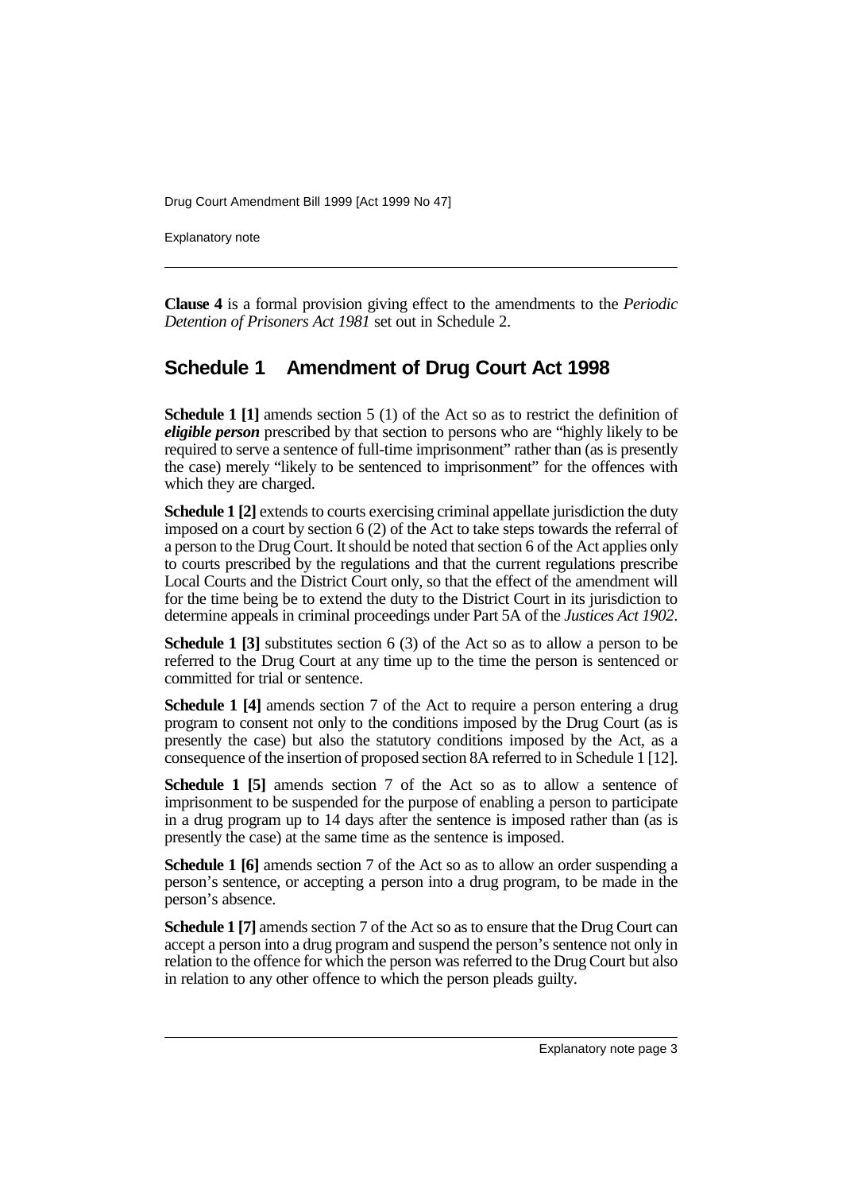**Clause 4** is a formal provision giving effect to the amendments to the *Periodic Detention of Prisoners Act 1981* set out in Schedule 2.

## Schedule 1 Amendment of Drug Court Act 1998

**Schedule 1 [1]** amends section 5 (1) of the Act so as to restrict the definition of ***eligible person*** prescribed by that section to persons who are "highly likely to be required to serve a sentence of full-time imprisonment" rather than (as is presently the case) merely "likely to be sentenced to imprisonment" for the offences with which they are charged.

**Schedule 1 [2]** extends to courts exercising criminal appellate jurisdiction the duty imposed on a court by section 6 (2) of the Act to take steps towards the referral of a person to the Drug Court. It should be noted that section 6 of the Act applies only to courts prescribed by the regulations and that the current regulations prescribe Local Courts and the District Court only, so that the effect of the amendment will for the time being be to extend the duty to the District Court in its jurisdiction to determine appeals in criminal proceedings under Part 5A of the *Justices Act 1902*.

**Schedule 1 [3]** substitutes section 6 (3) of the Act so as to allow a person to be referred to the Drug Court at any time up to the time the person is sentenced or committed for trial or sentence.

**Schedule 1 [4]** amends section 7 of the Act to require a person entering a drug program to consent not only to the conditions imposed by the Drug Court (as is presently the case) but also the statutory conditions imposed by the Act, as a consequence of the insertion of proposed section 8A referred to in Schedule 1 [12].

**Schedule 1 [5]** amends section 7 of the Act so as to allow a sentence of imprisonment to be suspended for the purpose of enabling a person to participate in a drug program up to 14 days after the sentence is imposed rather than (as is presently the case) at the same time as the sentence is imposed.

**Schedule 1 [6]** amends section 7 of the Act so as to allow an order suspending a person's sentence, or accepting a person into a drug program, to be made in the person's absence.

**Schedule 1 [7]** amends section 7 of the Act so as to ensure that the Drug Court can accept a person into a drug program and suspend the person's sentence not only in relation to the offence for which the person was referred to the Drug Court but also in relation to any other offence to which the person pleads guilty.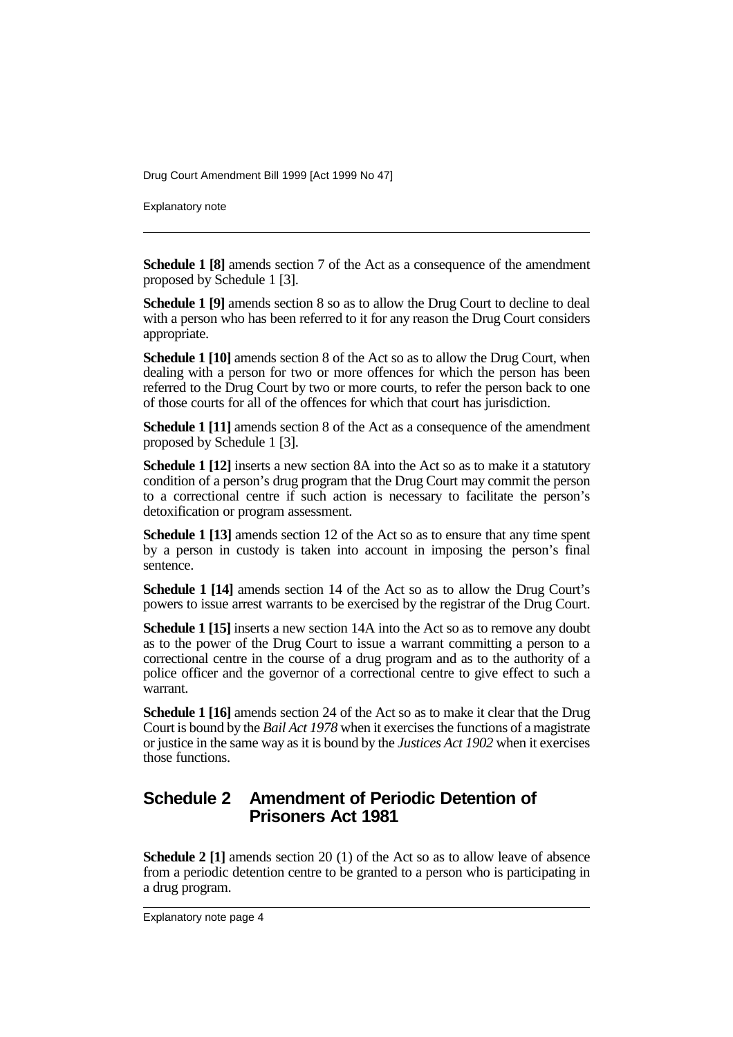**Schedule 1 [8]** amends section 7 of the Act as a consequence of the amendment proposed by Schedule 1 [3].

**Schedule 1 [9]** amends section 8 so as to allow the Drug Court to decline to deal with a person who has been referred to it for any reason the Drug Court considers appropriate.

**Schedule 1 [10]** amends section 8 of the Act so as to allow the Drug Court, when dealing with a person for two or more offences for which the person has been referred to the Drug Court by two or more courts, to refer the person back to one of those courts for all of the offences for which that court has jurisdiction.

**Schedule 1 [11]** amends section 8 of the Act as a consequence of the amendment proposed by Schedule 1 [3].

**Schedule 1 [12]** inserts a new section 8A into the Act so as to make it a statutory condition of a person's drug program that the Drug Court may commit the person to a correctional centre if such action is necessary to facilitate the person's detoxification or program assessment.

**Schedule 1 [13]** amends section 12 of the Act so as to ensure that any time spent by a person in custody is taken into account in imposing the person's final sentence.

**Schedule 1 [14]** amends section 14 of the Act so as to allow the Drug Court's powers to issue arrest warrants to be exercised by the registrar of the Drug Court.

**Schedule 1 [15]** inserts a new section 14A into the Act so as to remove any doubt as to the power of the Drug Court to issue a warrant committing a person to a correctional centre in the course of a drug program and as to the authority of a police officer and the governor of a correctional centre to give effect to such a warrant.

**Schedule 1 [16]** amends section 24 of the Act so as to make it clear that the Drug Court is bound by the *Bail Act 1978* when it exercises the functions of a magistrate or justice in the same way as it is bound by the *Justices Act 1902* when it exercises those functions.

## Schedule 2 Amendment of Periodic Detention of Prisoners Act 1981

**Schedule 2 [1]** amends section 20 (1) of the Act so as to allow leave of absence from a periodic detention centre to be granted to a person who is participating in a drug program.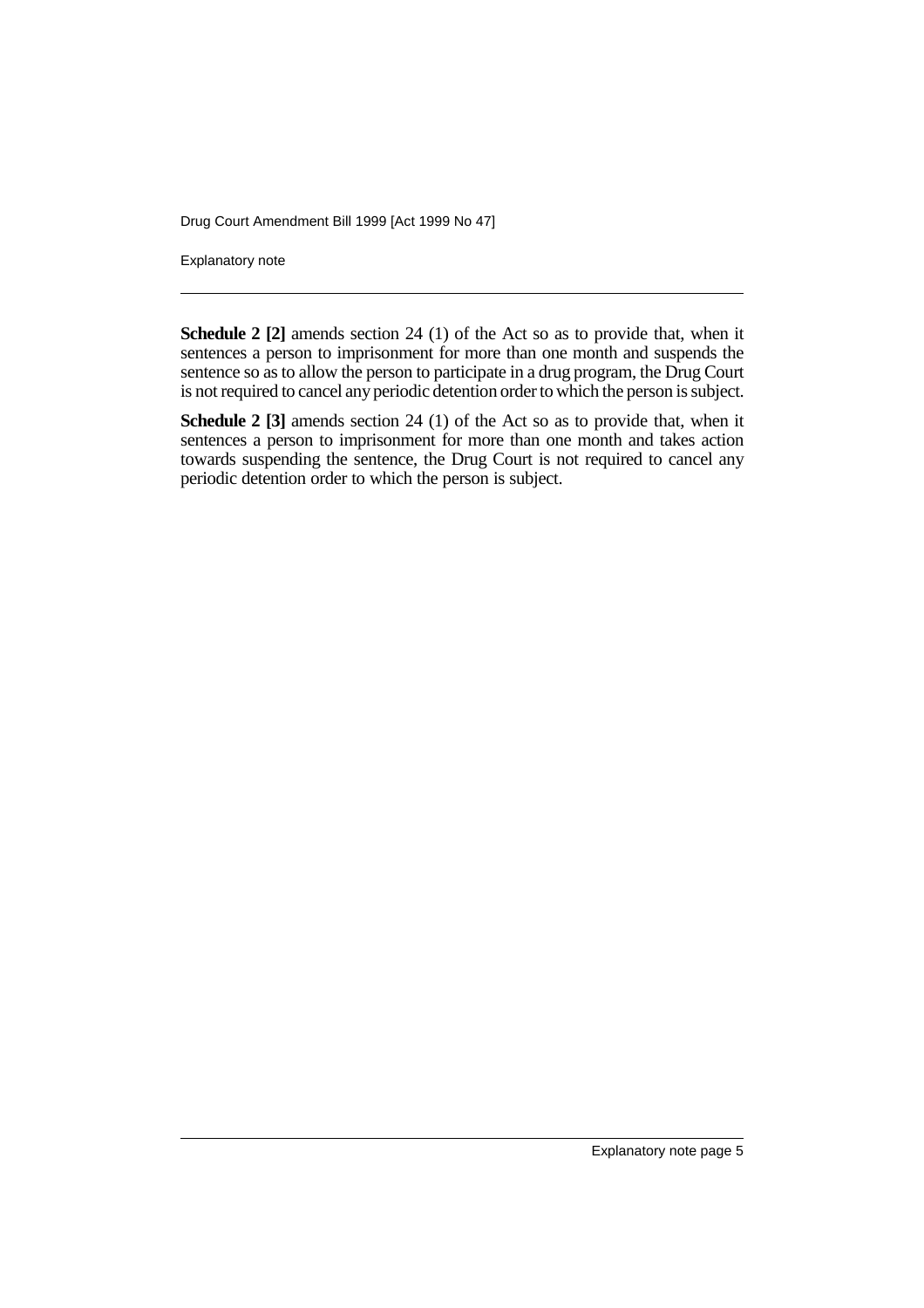**Schedule 2 [2]** amends section 24 (1) of the Act so as to provide that, when it sentences a person to imprisonment for more than one month and suspends the sentence so as to allow the person to participate in a drug program, the Drug Court is not required to cancel any periodic detention order to which the person is subject.

**Schedule 2 [3]** amends section 24 (1) of the Act so as to provide that, when it sentences a person to imprisonment for more than one month and takes action towards suspending the sentence, the Drug Court is not required to cancel any periodic detention order to which the person is subject.